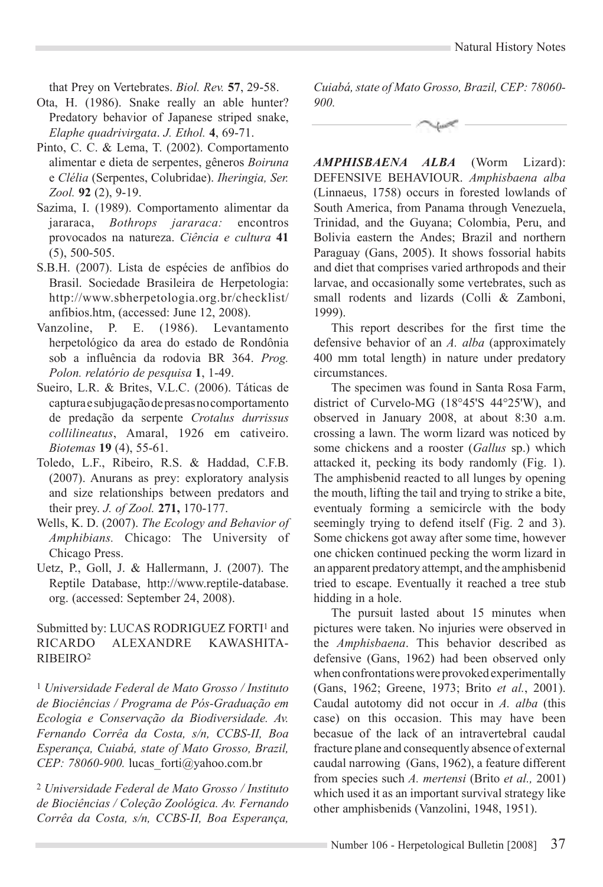that Prey on Vertebrates. *Biol. Rev.* **57**, 29-58.

Ota, H. (1986). Snake really an able hunter? Predatory behavior of Japanese striped snake, *Elaphe quadrivirgata*. *J. Ethol.* **4**, 69-71.

Pinto, C. C. & Lema, T. (2002). Comportamento alimentar e dieta de serpentes, gêneros *Boiruna* e *Clélia* (Serpentes, Colubridae). *Iheringia, Ser. Zool.* **92** (2), 9-19.

Sazima, I. (1989). Comportamento alimentar da jararaca, *Bothrops jararaca:* encontros provocados na natureza. *Ciência e cultura* **41** (5), 500-505.

S.B.H. (2007). Lista de espécies de anfíbios do Brasil. Sociedade Brasileira de Herpetologia: http://www.sbherpetologia.org.br/checklist/anfibios.htm, (accessed: June 12, 2008).

Vanzoline, P. E. (1986). Levantamento herpetológico da area do estado de Rondônia sob a influência da rodovia BR 364. *Prog. Polon. relatório de pesquisa* **1**, 1-49.

Sueiro, L.R. & Brites, V.L.C. (2006). Táticas de captura e subjugação de presas no comportamento de predação da serpente *Crotalus durrissus collilineatus*, Amaral, 1926 em cativeiro. *Biotemas* **19** (4), 55-61.

Toledo, L.F., Ribeiro, R.S. & Haddad, C.F.B. (2007). Anurans as prey: exploratory analysis and size relationships between predators and their prey. *J. of Zool.* **271,** 170-177.

Wells, K. D. (2007). *The Ecology and Behavior of Amphibians.* Chicago: The University of Chicago Press.

Uetz, P., Goll, J. & Hallermann, J. (2007). The Reptile Database, http://www.reptile-database.org. (accessed: September 24, 2008).

Submitted by: LUCAS RODRIGUEZ FORTI[1] and RICARDO ALEXANDRE KAWASHITA-RIBEIRO[2]

[1] *Universidade Federal de Mato Grosso / Instituto de Biociências / Programa de Pós-Graduação em Ecologia e Conservação da Biodiversidade. Av. Fernando Corrêa da Costa, s/n, CCBS-II, Boa Esperança, Cuiabá, state of Mato Grosso, Brazil, CEP: 78060-900.* lucas_forti@yahoo.com.br

[2] *Universidade Federal de Mato Grosso / Instituto de Biociências / Coleção Zoológica. Av. Fernando Corrêa da Costa, s/n, CCBS-II, Boa Esperança, Cuiabá, state of Mato Grosso, Brazil, CEP: 78060-900.*

***AMPHISBAENA ALBA*** (Worm Lizard): DEFENSIVE BEHAVIOUR. *Amphisbaena alba* (Linnaeus, 1758) occurs in forested lowlands of South America, from Panama through Venezuela, Trinidad, and the Guyana; Colombia, Peru, and Bolivia eastern the Andes; Brazil and northern Paraguay (Gans, 2005). It shows fossorial habits and diet that comprises varied arthropods and their larvae, and occasionally some vertebrates, such as small rodents and lizards (Colli & Zamboni, 1999).

This report describes for the first time the defensive behavior of an *A. alba* (approximately 400 mm total length) in nature under predatory circumstances.

The specimen was found in Santa Rosa Farm, district of Curvelo-MG (18°45'S 44°25'W), and observed in January 2008, at about 8:30 a.m. crossing a lawn. The worm lizard was noticed by some chickens and a rooster (*Gallus* sp.) which attacked it, pecking its body randomly (Fig. 1). The amphisbenid reacted to all lunges by opening the mouth, lifting the tail and trying to strike a bite, eventualy forming a semicircle with the body seemingly trying to defend itself (Fig. 2 and 3). Some chickens got away after some time, however one chicken continued pecking the worm lizard in an apparent predatory attempt, and the amphisbenid tried to escape. Eventually it reached a tree stub hidding in a hole.

The pursuit lasted about 15 minutes when pictures were taken. No injuries were observed in the *Amphisbaena*. This behavior described as defensive (Gans, 1962) had been observed only when confrontations were provoked experimentally (Gans, 1962; Greene, 1973; Brito *et al.*, 2001). Caudal autotomy did not occur in *A. alba* (this case) on this occasion. This may have been becasue of the lack of an intravertebral caudal fracture plane and consequently absence of external caudal narrowing (Gans, 1962), a feature different from species such *A. mertensi* (Brito *et al.,* 2001) which used it as an important survival strategy like other amphisbenids (Vanzolini, 1948, 1951).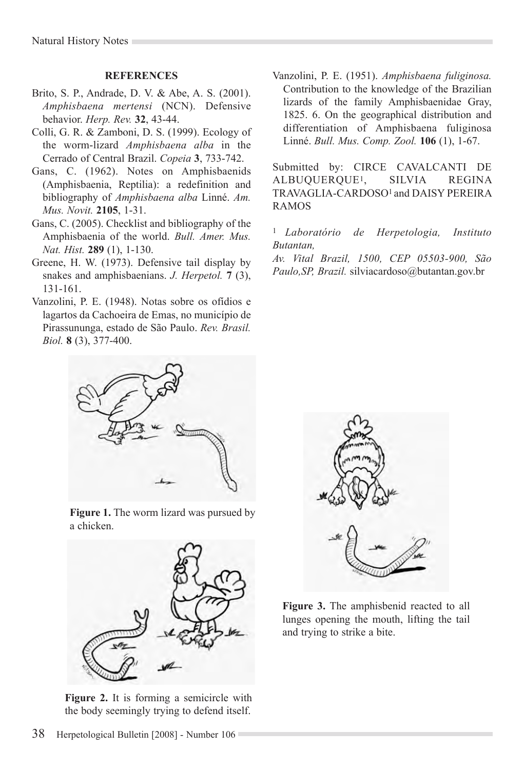## REFERENCES

Brito, S. P., Andrade, D. V. & Abe, A. S. (2001). *Amphisbaena mertensi* (NCN). Defensive behavior. *Herp. Rev.* **32**, 43-44.

Colli, G. R. & Zamboni, D. S. (1999). Ecology of the worm-lizard *Amphisbaena alba* in the Cerrado of Central Brazil. *Copeia* **3**, 733-742.

Gans, C. (1962). Notes on Amphisbaenids (Amphisbaenia, Reptilia): a redefinition and bibliography of *Amphisbaena alba* Linné. *Am. Mus. Novit.* **2105**, 1-31.

Gans, C. (2005). Checklist and bibliography of the Amphisbaenia of the world. *Bull. Amer. Mus. Nat. Hist.* **289** (1), 1-130.

Greene, H. W. (1973). Defensive tail display by snakes and amphisbaenians. *J. Herpetol.* **7** (3), 131-161.

Vanzolini, P. E. (1948). Notas sobre os ofídios e lagartos da Cachoeira de Emas, no município de Pirassununga, estado de São Paulo. *Rev. Brasil. Biol.* **8** (3), 377-400.

Vanzolini, P. E. (1951). *Amphisbaena fuliginosa.* Contribution to the knowledge of the Brazilian lizards of the family Amphisbaenidae Gray, 1825. 6. On the geographical distribution and differentiation of Amphisbaena fuliginosa Linné. *Bull. Mus. Comp. Zool.* **106** (1), 1-67.

Submitted by: CIRCE CAVALCANTI DE ALBUQUERQUE[1], SILVIA REGINA TRAVAGLIA-CARDOSO[1] and DAISY PEREIRA RAMOS

[1] *Laboratório de Herpetologia, Instituto Butantan, Av. Vital Brazil, 1500, CEP 05503-900, São Paulo,SP, Brazil.* silviacardoso@butantan.gov.br

**Figure 1.** The worm lizard was pursued by a chicken.

**Figure 2.** It is forming a semicircle with the body seemingly trying to defend itself.

**Figure 3.** The amphisbenid reacted to all lunges opening the mouth, lifting the tail and trying to strike a bite.